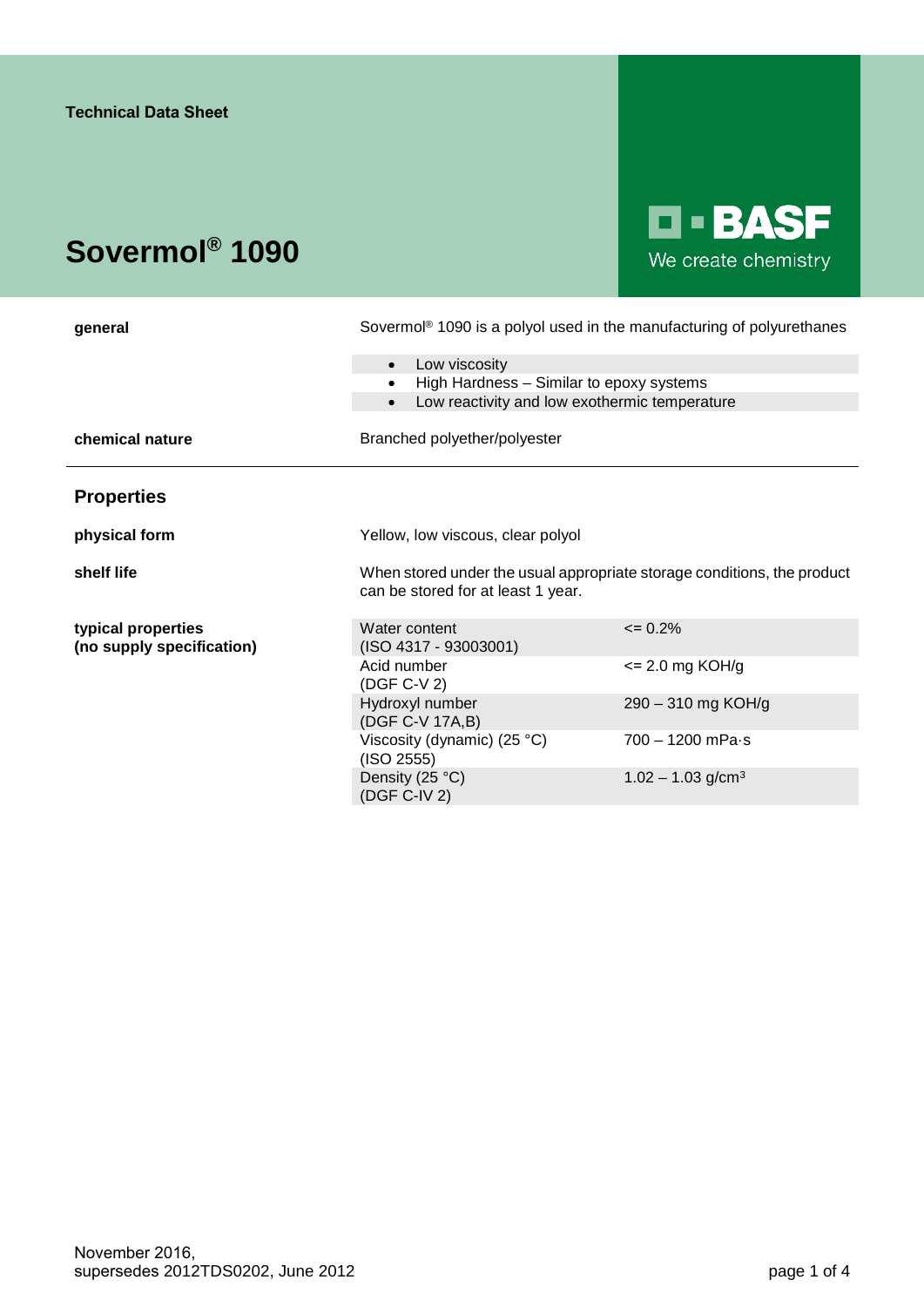Technical Data Sheet

# Sovermol® 1090

BASF
We create chemistry

**general**

Sovermol® 1090 is a polyol used in the manufacturing of polyurethanes

- Low viscosity
- High Hardness – Similar to epoxy systems
- Low reactivity and low exothermic temperature

**chemical nature**

Branched polyether/polyester

## Properties

**physical form**

Yellow, low viscous, clear polyol

**shelf life**

When stored under the usual appropriate storage conditions, the product can be stored for at least 1 year.

**typical properties (no supply specification)**

| Property | Value |
| --- | --- |
| Water content (ISO 4317 - 93003001) | <= 0.2% |
| Acid number (DGF C-V 2) | <= 2.0 mg KOH/g |
| Hydroxyl number (DGF C-V 17A,B) | 290 – 310 mg KOH/g |
| Viscosity (dynamic) (25 °C) (ISO 2555) | 700 – 1200 mPa·s |
| Density (25 °C) (DGF C-IV 2) | 1.02 – 1.03 g/cm³ |

November 2016,
supersedes 2012TDS0202, June 2012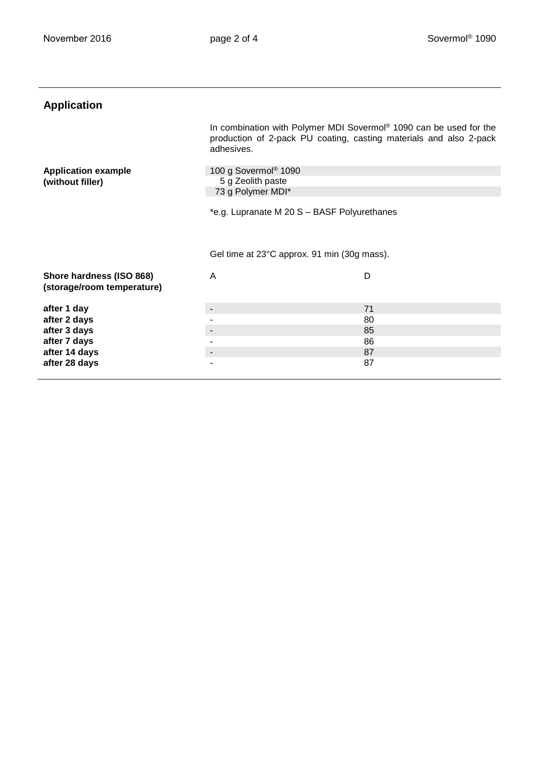## Application

In combination with Polymer MDI Sovermol® 1090 can be used for the production of 2-pack PU coating, casting materials and also 2-pack adhesives.

**Application example (without filler)**

| |
|---|
| 100 g Sovermol® 1090 |
| 5 g Zeolith paste |
| 73 g Polymer MDI* |

*e.g. Lupranate M 20 S – BASF Polyurethanes

Gel time at 23°C approx. 91 min (30g mass).

| Shore hardness (ISO 868) (storage/room temperature) | A | D |
|---|---|---|
| **after 1 day** | - | 71 |
| **after 2 days** | - | 80 |
| **after 3 days** | - | 85 |
| **after 7 days** | - | 86 |
| **after 14 days** | - | 87 |
| **after 28 days** | - | 87 |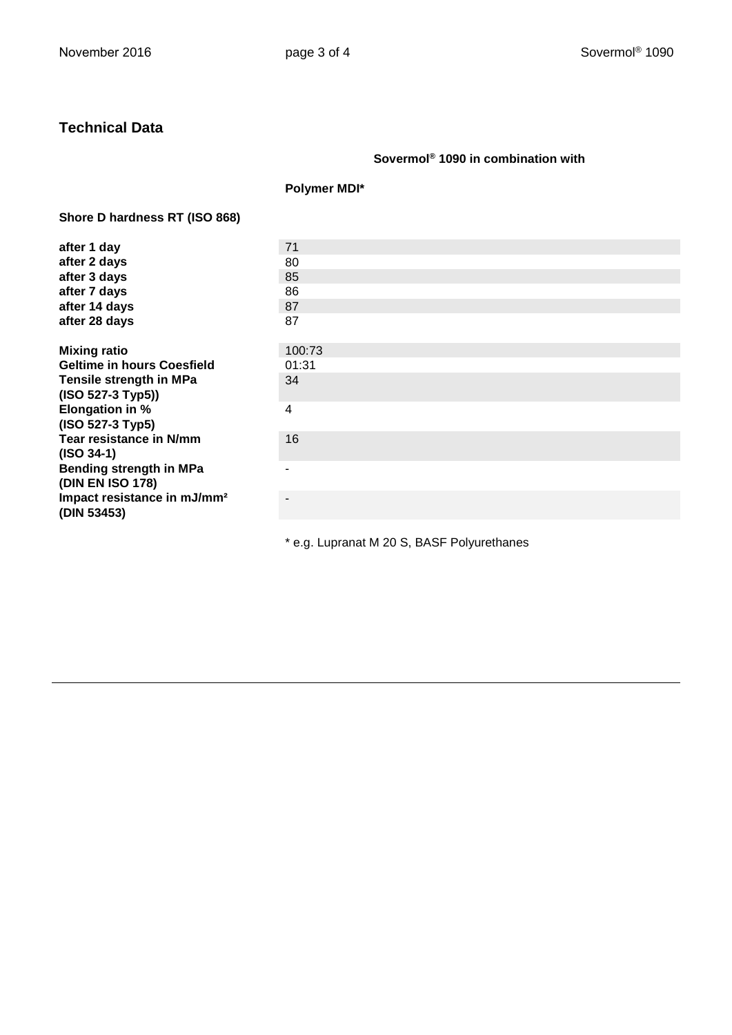## Technical Data

| | Sovermol® 1090 in combination with |
|---|---|
| | **Polymer MDI*** |
| **Shore D hardness RT (ISO 868)** | |
| **after 1 day** | 71 |
| **after 2 days** | 80 |
| **after 3 days** | 85 |
| **after 7 days** | 86 |
| **after 14 days** | 87 |
| **after 28 days** | 87 |
| **Mixing ratio** | 100:73 |
| **Geltime in hours Coesfield** | 01:31 |
| **Tensile strength in MPa (ISO 527-3 Typ5))** | 34 |
| **Elongation in % (ISO 527-3 Typ5)** | 4 |
| **Tear resistance in N/mm (ISO 34-1)** | 16 |
| **Bending strength in MPa (DIN EN ISO 178)** | - |
| **Impact resistance in mJ/mm² (DIN 53453)** | - |

* e.g. Lupranat M 20 S, BASF Polyurethanes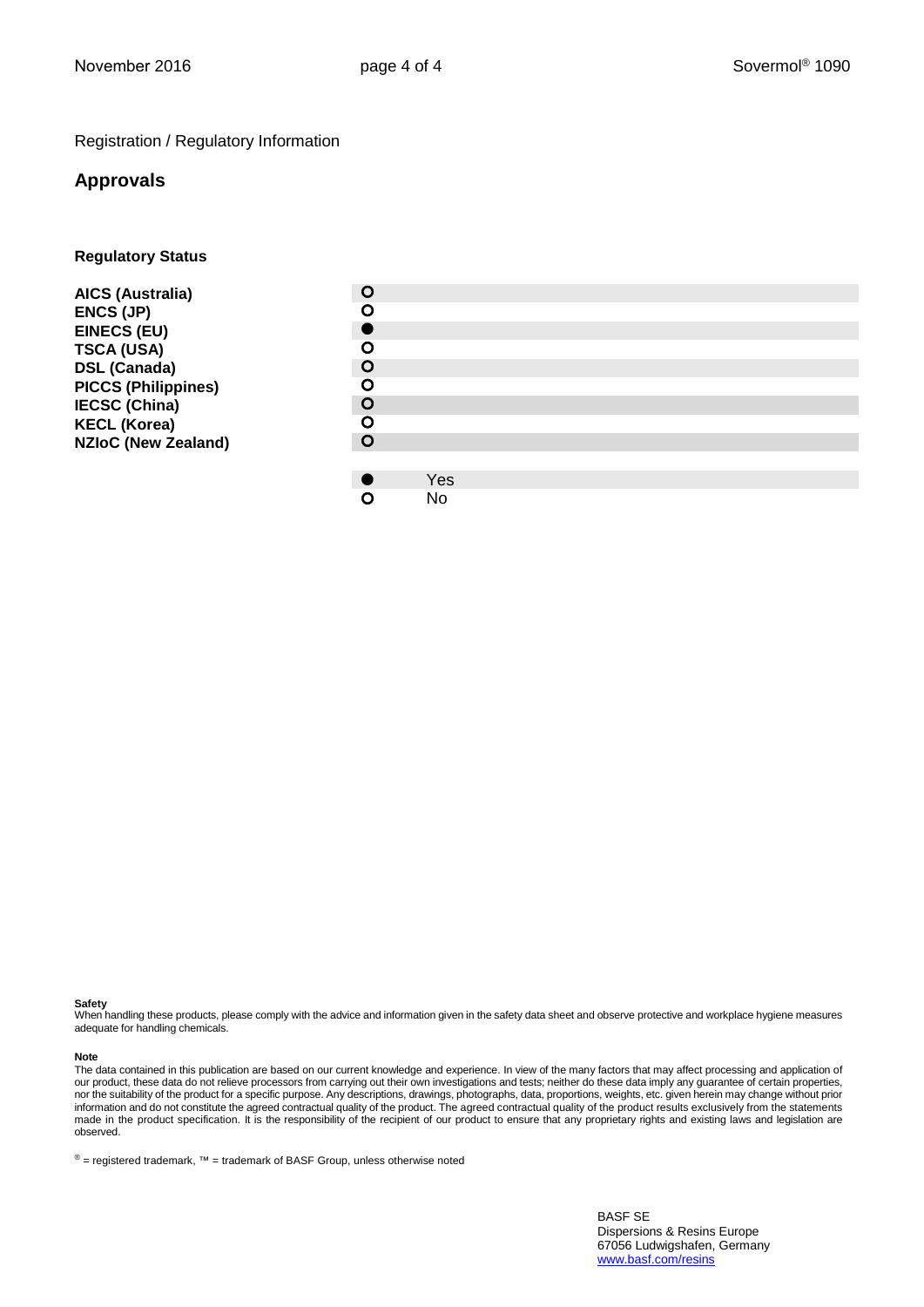Registration / Regulatory Information

## Approvals

**Regulatory Status**

| | |
|---|---|
| **AICS (Australia)** | O |
| **ENCS (JP)** | O |
| **EINECS (EU)** | ● |
| **TSCA (USA)** | O |
| **DSL (Canada)** | O |
| **PICCS (Philippines)** | O |
| **IECSC (China)** | O |
| **KECL (Korea)** | O |
| **NZIoC (New Zealand)** | O |

| | |
|---|---|
| ● | Yes |
| O | No |

**Safety**
When handling these products, please comply with the advice and information given in the safety data sheet and observe protective and workplace hygiene measures adequate for handling chemicals.

**Note**
The data contained in this publication are based on our current knowledge and experience. In view of the many factors that may affect processing and application of our product, these data do not relieve processors from carrying out their own investigations and tests; neither do these data imply any guarantee of certain properties, nor the suitability of the product for a specific purpose. Any descriptions, drawings, photographs, data, proportions, weights, etc. given herein may change without prior information and do not constitute the agreed contractual quality of the product. The agreed contractual quality of the product results exclusively from the statements made in the product specification. It is the responsibility of the recipient of our product to ensure that any proprietary rights and existing laws and legislation are observed.

® = registered trademark, ™ = trademark of BASF Group, unless otherwise noted

BASF SE
Dispersions & Resins Europe
67056 Ludwigshafen, Germany
www.basf.com/resins